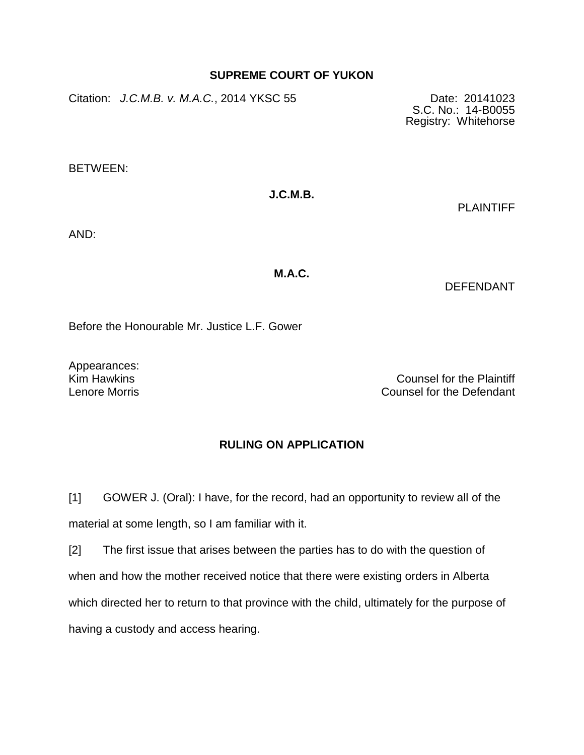**SUPREME COURT OF YUKON**

Citation: *J.C.M.B. v. M.A.C.*, 2014 YKSC 55

Date: 20141023
S.C. No.: 14-B0055
Registry: Whitehorse

BETWEEN:

**J.C.M.B.**

PLAINTIFF

AND:

**M.A.C.**

DEFENDANT

Before the Honourable Mr. Justice L.F. Gower

Appearances:

Kim Hawkins — Counsel for the Plaintiff
Lenore Morris — Counsel for the Defendant

**RULING ON APPLICATION**

[1] GOWER J. (Oral): I have, for the record, had an opportunity to review all of the material at some length, so I am familiar with it.

[2] The first issue that arises between the parties has to do with the question of when and how the mother received notice that there were existing orders in Alberta which directed her to return to that province with the child, ultimately for the purpose of having a custody and access hearing.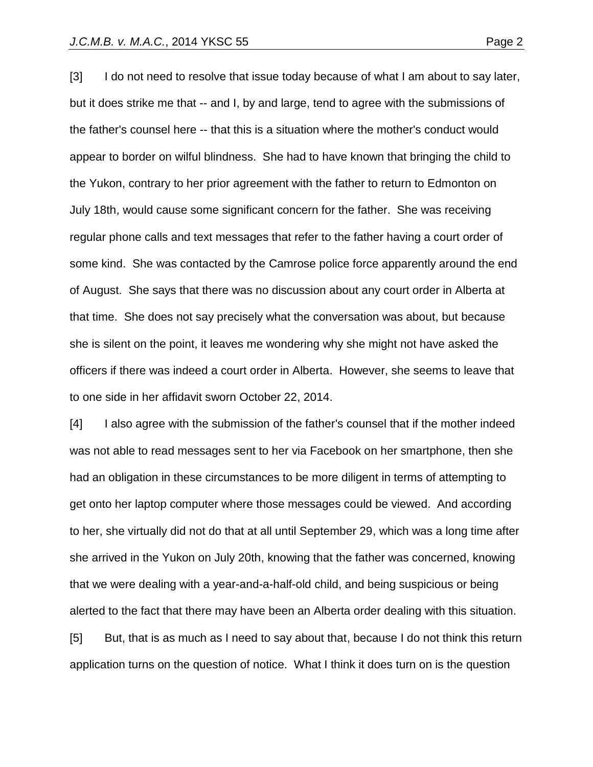[3] I do not need to resolve that issue today because of what I am about to say later, but it does strike me that -- and I, by and large, tend to agree with the submissions of the father's counsel here -- that this is a situation where the mother's conduct would appear to border on wilful blindness. She had to have known that bringing the child to the Yukon, contrary to her prior agreement with the father to return to Edmonton on July 18th, would cause some significant concern for the father. She was receiving regular phone calls and text messages that refer to the father having a court order of some kind. She was contacted by the Camrose police force apparently around the end of August. She says that there was no discussion about any court order in Alberta at that time. She does not say precisely what the conversation was about, but because she is silent on the point, it leaves me wondering why she might not have asked the officers if there was indeed a court order in Alberta. However, she seems to leave that to one side in her affidavit sworn October 22, 2014.

[4] I also agree with the submission of the father's counsel that if the mother indeed was not able to read messages sent to her via Facebook on her smartphone, then she had an obligation in these circumstances to be more diligent in terms of attempting to get onto her laptop computer where those messages could be viewed. And according to her, she virtually did not do that at all until September 29, which was a long time after she arrived in the Yukon on July 20th, knowing that the father was concerned, knowing that we were dealing with a year-and-a-half-old child, and being suspicious or being alerted to the fact that there may have been an Alberta order dealing with this situation.

[5] But, that is as much as I need to say about that, because I do not think this return application turns on the question of notice. What I think it does turn on is the question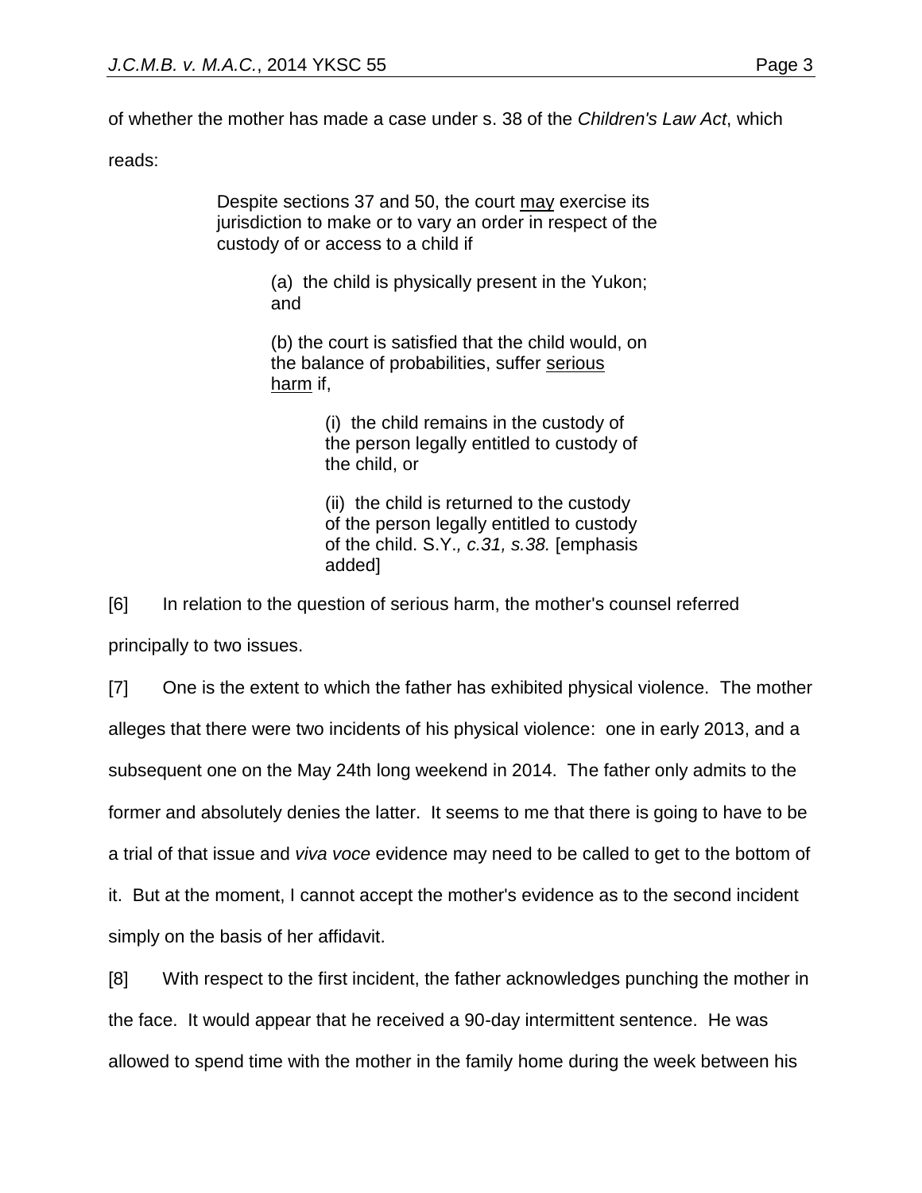of whether the mother has made a case under s. 38 of the *Children's Law Act*, which reads:

> Despite sections 37 and 50, the court <u>may</u> exercise its jurisdiction to make or to vary an order in respect of the custody of or access to a child if
>
> (a) the child is physically present in the Yukon; and
>
> (b) the court is satisfied that the child would, on the balance of probabilities, suffer <u>serious harm</u> if,
>
> (i) the child remains in the custody of the person legally entitled to custody of the child, or
>
> (ii) the child is returned to the custody of the person legally entitled to custody of the child. S.Y*., c.31, s.38.* [emphasis added]

[6] In relation to the question of serious harm, the mother's counsel referred principally to two issues.

[7] One is the extent to which the father has exhibited physical violence. The mother alleges that there were two incidents of his physical violence: one in early 2013, and a subsequent one on the May 24th long weekend in 2014. The father only admits to the former and absolutely denies the latter. It seems to me that there is going to have to be a trial of that issue and *viva voce* evidence may need to be called to get to the bottom of it. But at the moment, I cannot accept the mother's evidence as to the second incident simply on the basis of her affidavit.

[8] With respect to the first incident, the father acknowledges punching the mother in the face. It would appear that he received a 90-day intermittent sentence. He was allowed to spend time with the mother in the family home during the week between his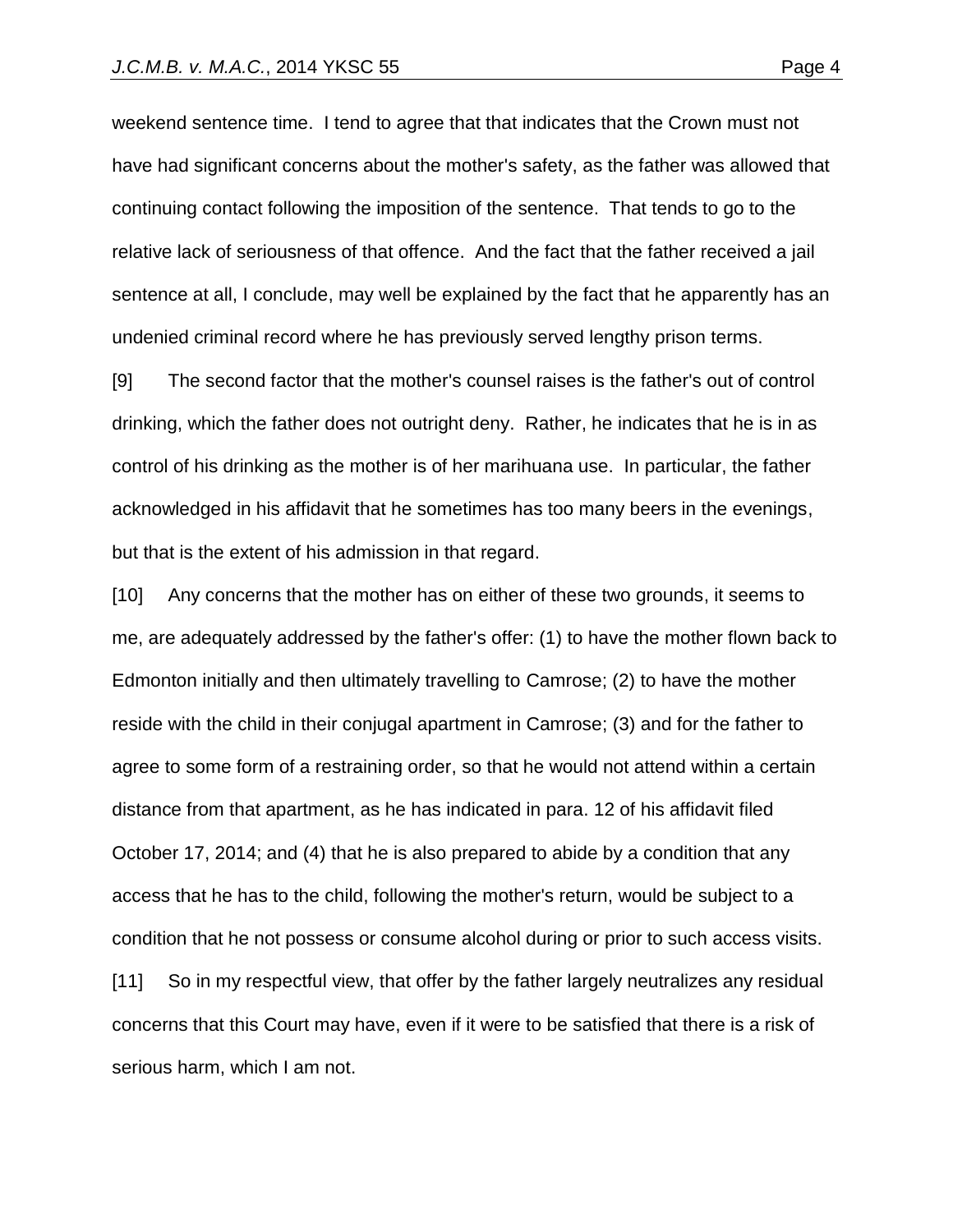weekend sentence time. I tend to agree that that indicates that the Crown must not have had significant concerns about the mother's safety, as the father was allowed that continuing contact following the imposition of the sentence. That tends to go to the relative lack of seriousness of that offence. And the fact that the father received a jail sentence at all, I conclude, may well be explained by the fact that he apparently has an undenied criminal record where he has previously served lengthy prison terms.

[9] The second factor that the mother's counsel raises is the father's out of control drinking, which the father does not outright deny. Rather, he indicates that he is in as control of his drinking as the mother is of her marihuana use. In particular, the father acknowledged in his affidavit that he sometimes has too many beers in the evenings, but that is the extent of his admission in that regard.

[10] Any concerns that the mother has on either of these two grounds, it seems to me, are adequately addressed by the father's offer: (1) to have the mother flown back to Edmonton initially and then ultimately travelling to Camrose; (2) to have the mother reside with the child in their conjugal apartment in Camrose; (3) and for the father to agree to some form of a restraining order, so that he would not attend within a certain distance from that apartment, as he has indicated in para. 12 of his affidavit filed October 17, 2014; and (4) that he is also prepared to abide by a condition that any access that he has to the child, following the mother's return, would be subject to a condition that he not possess or consume alcohol during or prior to such access visits.

[11] So in my respectful view, that offer by the father largely neutralizes any residual concerns that this Court may have, even if it were to be satisfied that there is a risk of serious harm, which I am not.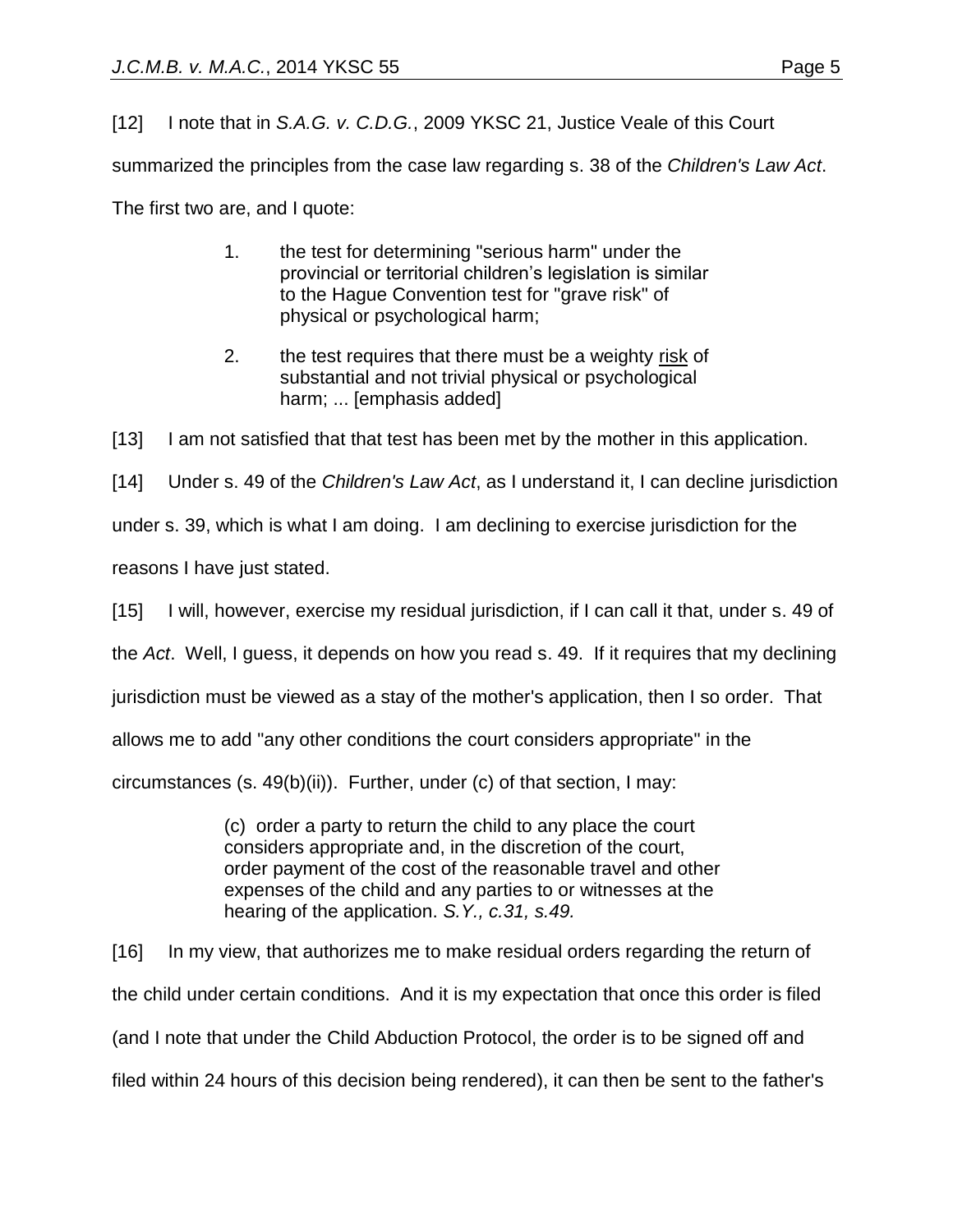[12] I note that in *S.A.G. v. C.D.G.*, 2009 YKSC 21, Justice Veale of this Court summarized the principles from the case law regarding s. 38 of the *Children's Law Act*. The first two are, and I quote:

> 1. the test for determining "serious harm" under the provincial or territorial children's legislation is similar to the Hague Convention test for "grave risk" of physical or psychological harm;
>
> 2. the test requires that there must be a weighty <u>risk</u> of substantial and not trivial physical or psychological harm; ... [emphasis added]

[13] I am not satisfied that that test has been met by the mother in this application.

[14] Under s. 49 of the *Children's Law Act*, as I understand it, I can decline jurisdiction under s. 39, which is what I am doing. I am declining to exercise jurisdiction for the reasons I have just stated.

[15] I will, however, exercise my residual jurisdiction, if I can call it that, under s. 49 of the *Act*. Well, I guess, it depends on how you read s. 49. If it requires that my declining jurisdiction must be viewed as a stay of the mother's application, then I so order. That allows me to add "any other conditions the court considers appropriate" in the circumstances (s. 49(b)(ii)). Further, under (c) of that section, I may:

> (c) order a party to return the child to any place the court considers appropriate and, in the discretion of the court, order payment of the cost of the reasonable travel and other expenses of the child and any parties to or witnesses at the hearing of the application. *S.Y., c.31, s.49.*

[16] In my view, that authorizes me to make residual orders regarding the return of the child under certain conditions. And it is my expectation that once this order is filed (and I note that under the Child Abduction Protocol, the order is to be signed off and filed within 24 hours of this decision being rendered), it can then be sent to the father's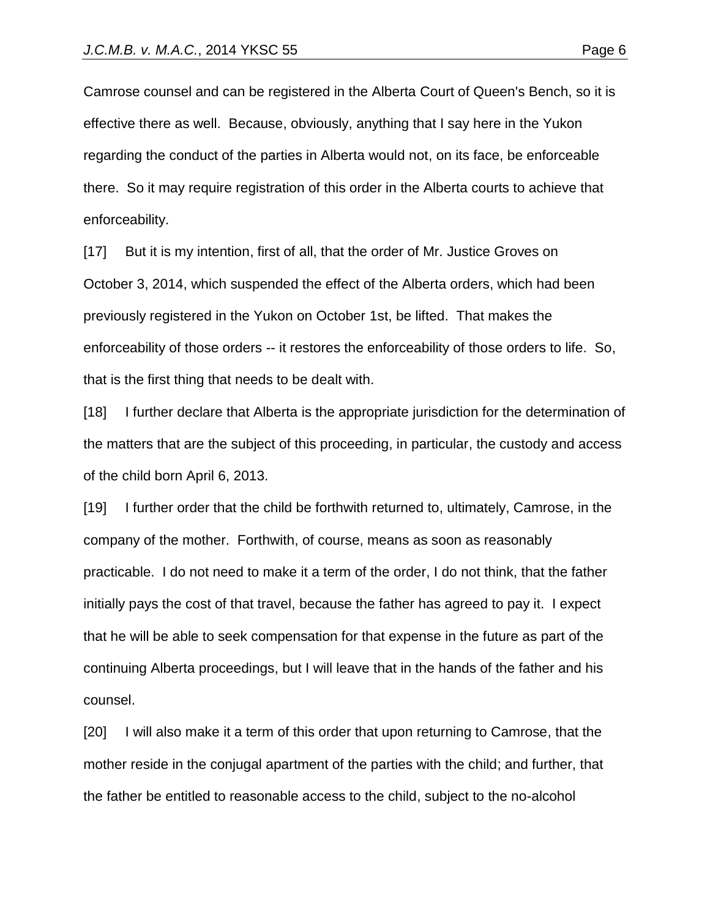Camrose counsel and can be registered in the Alberta Court of Queen's Bench, so it is effective there as well. Because, obviously, anything that I say here in the Yukon regarding the conduct of the parties in Alberta would not, on its face, be enforceable there. So it may require registration of this order in the Alberta courts to achieve that enforceability.

[17] But it is my intention, first of all, that the order of Mr. Justice Groves on October 3, 2014, which suspended the effect of the Alberta orders, which had been previously registered in the Yukon on October 1st, be lifted. That makes the enforceability of those orders -- it restores the enforceability of those orders to life. So, that is the first thing that needs to be dealt with.

[18] I further declare that Alberta is the appropriate jurisdiction for the determination of the matters that are the subject of this proceeding, in particular, the custody and access of the child born April 6, 2013.

[19] I further order that the child be forthwith returned to, ultimately, Camrose, in the company of the mother. Forthwith, of course, means as soon as reasonably practicable. I do not need to make it a term of the order, I do not think, that the father initially pays the cost of that travel, because the father has agreed to pay it. I expect that he will be able to seek compensation for that expense in the future as part of the continuing Alberta proceedings, but I will leave that in the hands of the father and his counsel.

[20] I will also make it a term of this order that upon returning to Camrose, that the mother reside in the conjugal apartment of the parties with the child; and further, that the father be entitled to reasonable access to the child, subject to the no-alcohol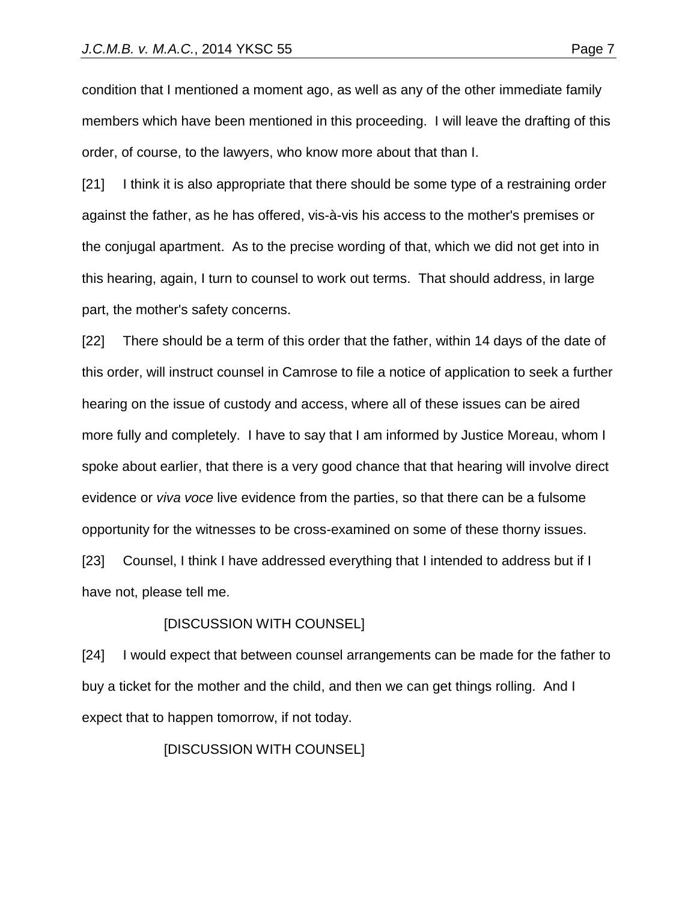condition that I mentioned a moment ago, as well as any of the other immediate family members which have been mentioned in this proceeding. I will leave the drafting of this order, of course, to the lawyers, who know more about that than I.

[21] I think it is also appropriate that there should be some type of a restraining order against the father, as he has offered, vis-à-vis his access to the mother's premises or the conjugal apartment. As to the precise wording of that, which we did not get into in this hearing, again, I turn to counsel to work out terms. That should address, in large part, the mother's safety concerns.

[22] There should be a term of this order that the father, within 14 days of the date of this order, will instruct counsel in Camrose to file a notice of application to seek a further hearing on the issue of custody and access, where all of these issues can be aired more fully and completely. I have to say that I am informed by Justice Moreau, whom I spoke about earlier, that there is a very good chance that that hearing will involve direct evidence or *viva voce* live evidence from the parties, so that there can be a fulsome opportunity for the witnesses to be cross-examined on some of these thorny issues.

[23] Counsel, I think I have addressed everything that I intended to address but if I have not, please tell me.

[DISCUSSION WITH COUNSEL]

[24] I would expect that between counsel arrangements can be made for the father to buy a ticket for the mother and the child, and then we can get things rolling. And I expect that to happen tomorrow, if not today.

[DISCUSSION WITH COUNSEL]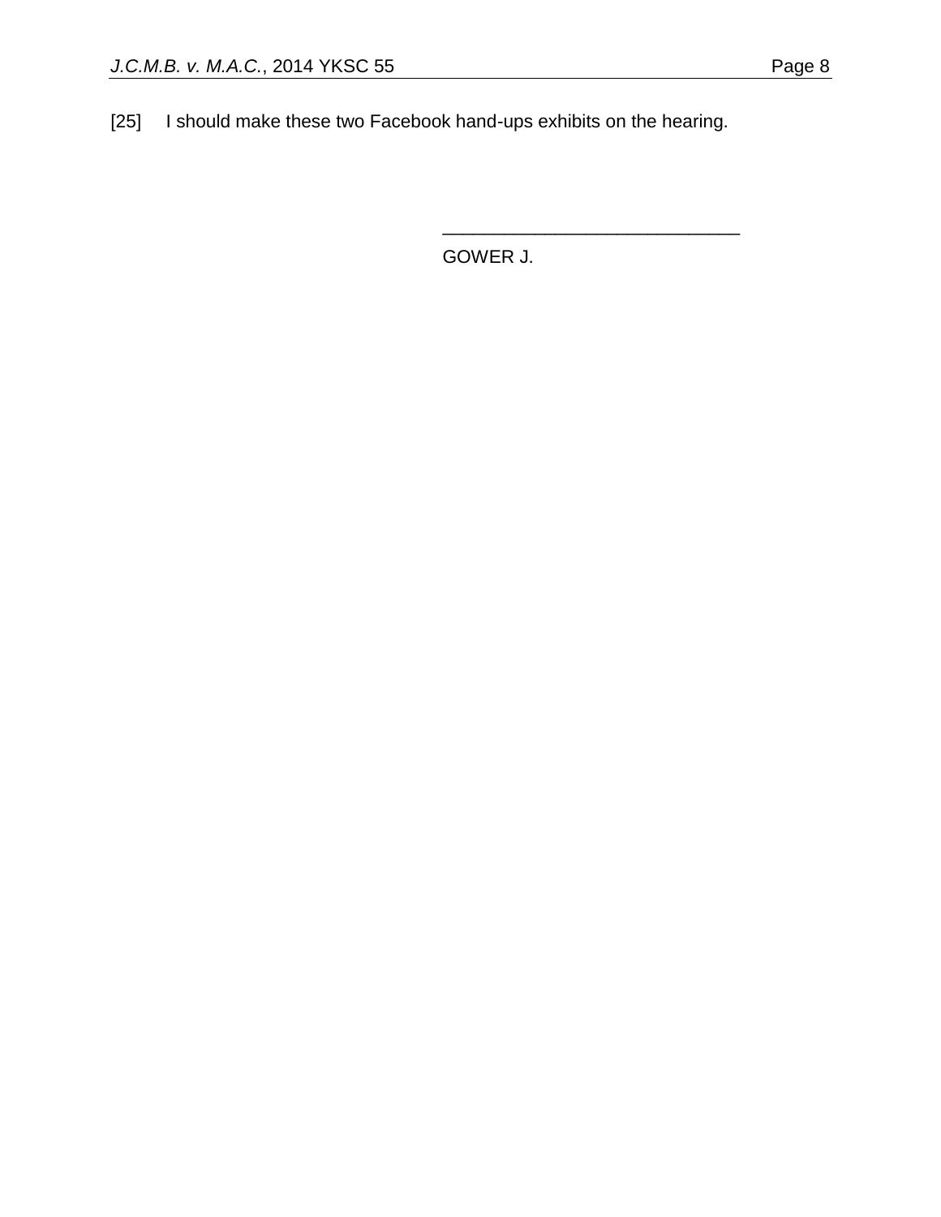[25] I should make these two Facebook hand-ups exhibits on the hearing.

______________________________

GOWER J.